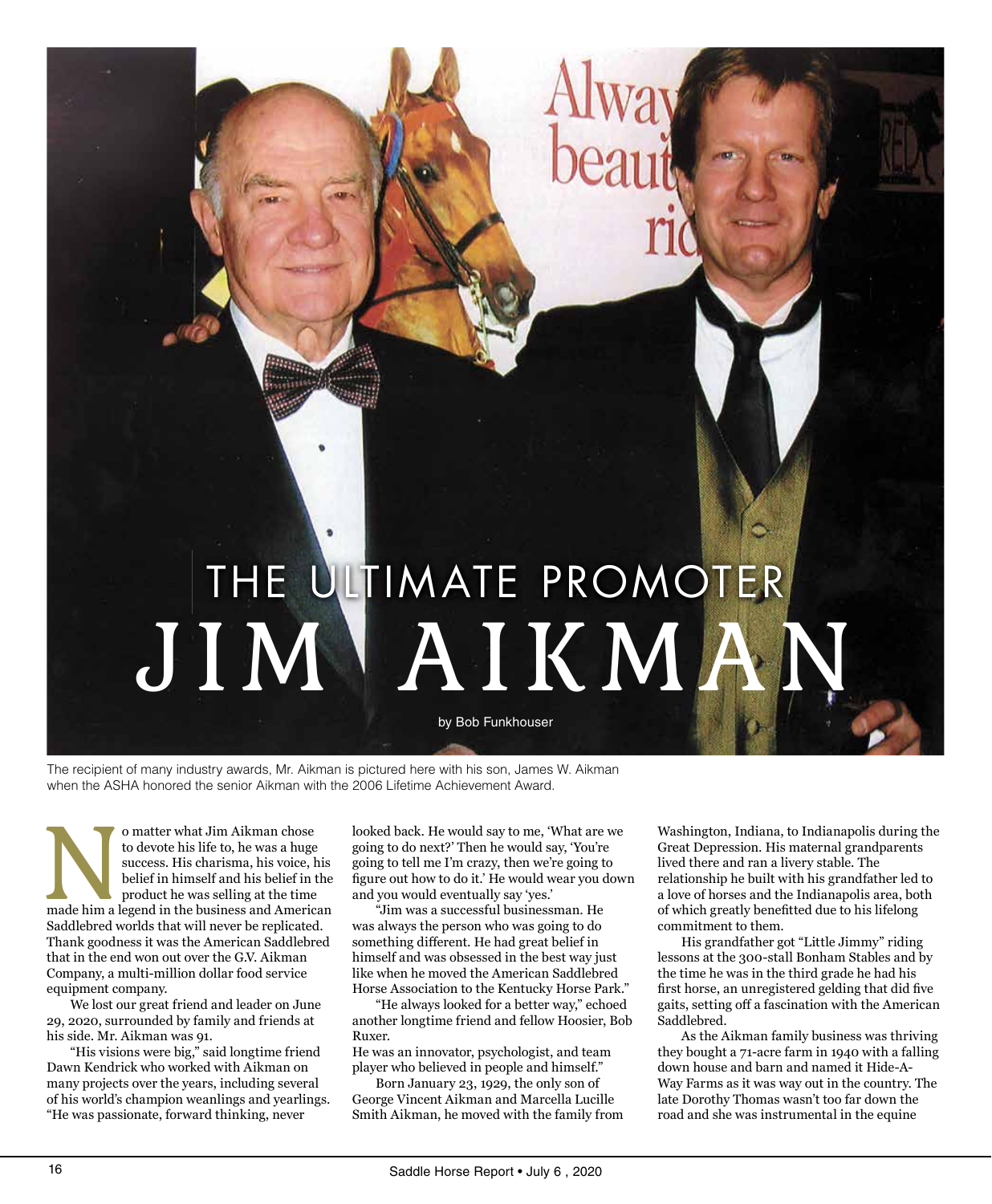# THE ULTIMATE PROMOTER
# JIM AIKMAN

by Bob Funkhouser

The recipient of many industry awards, Mr. Aikman is pictured here with his son, James W. Aikman when the ASHA honored the senior Aikman with the 2006 Lifetime Achievement Award.

No matter what Jim Aikman chose to devote his life to, he was a huge success. His charisma, his voice, his belief in himself and his belief in the product he was selling at the time made him a legend in the business and American Saddlebred worlds that will never be replicated. Thank goodness it was the American Saddlebred that in the end won out over the G.V. Aikman Company, a multi-million dollar food service equipment company.

We lost our great friend and leader on June 29, 2020, surrounded by family and friends at his side. Mr. Aikman was 91.

"His visions were big," said longtime friend Dawn Kendrick who worked with Aikman on many projects over the years, including several of his world's champion weanlings and yearlings. "He was passionate, forward thinking, never looked back. He would say to me, 'What are we going to do next?' Then he would say, 'You're going to tell me I'm crazy, then we're going to figure out how to do it.' He would wear you down and you would eventually say 'yes.'

"Jim was a successful businessman. He was always the person who was going to do something different. He had great belief in himself and was obsessed in the best way just like when he moved the American Saddlebred Horse Association to the Kentucky Horse Park."

"He always looked for a better way," echoed another longtime friend and fellow Hoosier, Bob Ruxer.
He was an innovator, psychologist, and team player who believed in people and himself."

Born January 23, 1929, the only son of George Vincent Aikman and Marcella Lucille Smith Aikman, he moved with the family from Washington, Indiana, to Indianapolis during the Great Depression. His maternal grandparents lived there and ran a livery stable. The relationship he built with his grandfather led to a love of horses and the Indianapolis area, both of which greatly benefitted due to his lifelong commitment to them.

His grandfather got "Little Jimmy" riding lessons at the 300-stall Bonham Stables and by the time he was in the third grade he had his first horse, an unregistered gelding that did five gaits, setting off a fascination with the American Saddlebred.

As the Aikman family business was thriving they bought a 71-acre farm in 1940 with a falling down house and barn and named it Hide-A-Way Farms as it was way out in the country. The late Dorothy Thomas wasn't too far down the road and she was instrumental in the equine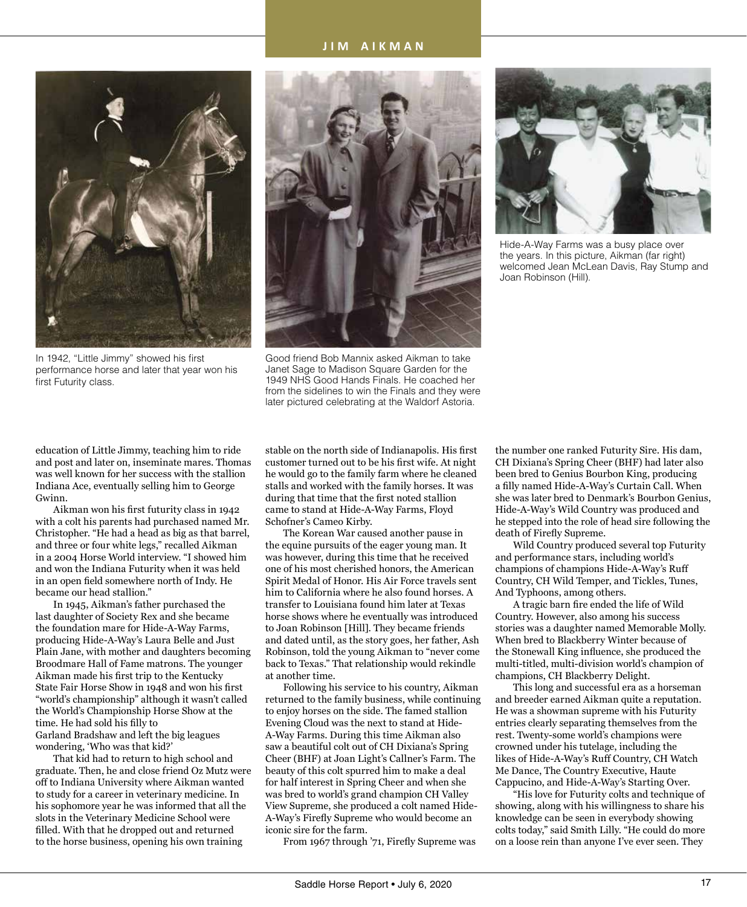In 1942, "Little Jimmy" showed his first performance horse and later that year won his first Futurity class.

Good friend Bob Mannix asked Aikman to take Janet Sage to Madison Square Garden for the 1949 NHS Good Hands Finals. He coached her from the sidelines to win the Finals and they were later pictured celebrating at the Waldorf Astoria.

Hide-A-Way Farms was a busy place over the years. In this picture, Aikman (far right) welcomed Jean McLean Davis, Ray Stump and Joan Robinson (Hill).

education of Little Jimmy, teaching him to ride and post and later on, inseminate mares. Thomas was well known for her success with the stallion Indiana Ace, eventually selling him to George Gwinn.

Aikman won his first futurity class in 1942 with a colt his parents had purchased named Mr. Christopher. "He had a head as big as that barrel, and three or four white legs," recalled Aikman in a 2004 Horse World interview. "I showed him and won the Indiana Futurity when it was held in an open field somewhere north of Indy. He became our head stallion."

In 1945, Aikman's father purchased the last daughter of Society Rex and she became the foundation mare for Hide-A-Way Farms, producing Hide-A-Way's Laura Belle and Just Plain Jane, with mother and daughters becoming Broodmare Hall of Fame matrons. The younger Aikman made his first trip to the Kentucky State Fair Horse Show in 1948 and won his first "world's championship" although it wasn't called the World's Championship Horse Show at the time. He had sold his filly to Garland Bradshaw and left the big leagues wondering, 'Who was that kid?'

That kid had to return to high school and graduate. Then, he and close friend Oz Mutz were off to Indiana University where Aikman wanted to study for a career in veterinary medicine. In his sophomore year he was informed that all the slots in the Veterinary Medicine School were filled. With that he dropped out and returned to the horse business, opening his own training stable on the north side of Indianapolis. His first customer turned out to be his first wife. At night he would go to the family farm where he cleaned stalls and worked with the family horses. It was during that time that the first noted stallion came to stand at Hide-A-Way Farms, Floyd Schofner's Cameo Kirby.

The Korean War caused another pause in the equine pursuits of the eager young man. It was however, during this time that he received one of his most cherished honors, the American Spirit Medal of Honor. His Air Force travels sent him to California where he also found horses. A transfer to Louisiana found him later at Texas horse shows where he eventually was introduced to Joan Robinson [Hill]. They became friends and dated until, as the story goes, her father, Ash Robinson, told the young Aikman to "never come back to Texas." That relationship would rekindle at another time.

Following his service to his country, Aikman returned to the family business, while continuing to enjoy horses on the side. The famed stallion Evening Cloud was the next to stand at Hide-A-Way Farms. During this time Aikman also saw a beautiful colt out of CH Dixiana's Spring Cheer (BHF) at Joan Light's Callner's Farm. The beauty of this colt spurred him to make a deal for half interest in Spring Cheer and when she was bred to world's grand champion CH Valley View Supreme, she produced a colt named Hide-A-Way's Firefly Supreme who would become an iconic sire for the farm.

From 1967 through '71, Firefly Supreme was the number one ranked Futurity Sire. His dam, CH Dixiana's Spring Cheer (BHF) had later also been bred to Genius Bourbon King, producing a filly named Hide-A-Way's Curtain Call. When she was later bred to Denmark's Bourbon Genius, Hide-A-Way's Wild Country was produced and he stepped into the role of head sire following the death of Firefly Supreme.

Wild Country produced several top Futurity and performance stars, including world's champions of champions Hide-A-Way's Ruff Country, CH Wild Temper, and Tickles, Tunes, And Typhoons, among others.

A tragic barn fire ended the life of Wild Country. However, also among his success stories was a daughter named Memorable Molly. When bred to Blackberry Winter because of the Stonewall King influence, she produced the multi-titled, multi-division world's champion of champions, CH Blackberry Delight.

This long and successful era as a horseman and breeder earned Aikman quite a reputation. He was a showman supreme with his Futurity entries clearly separating themselves from the rest. Twenty-some world's champions were crowned under his tutelage, including the likes of Hide-A-Way's Ruff Country, CH Watch Me Dance, The Country Executive, Haute Cappucino, and Hide-A-Way's Starting Over.

"His love for Futurity colts and technique of showing, along with his willingness to share his knowledge can be seen in everybody showing colts today," said Smith Lilly. "He could do more on a loose rein than anyone I've ever seen. They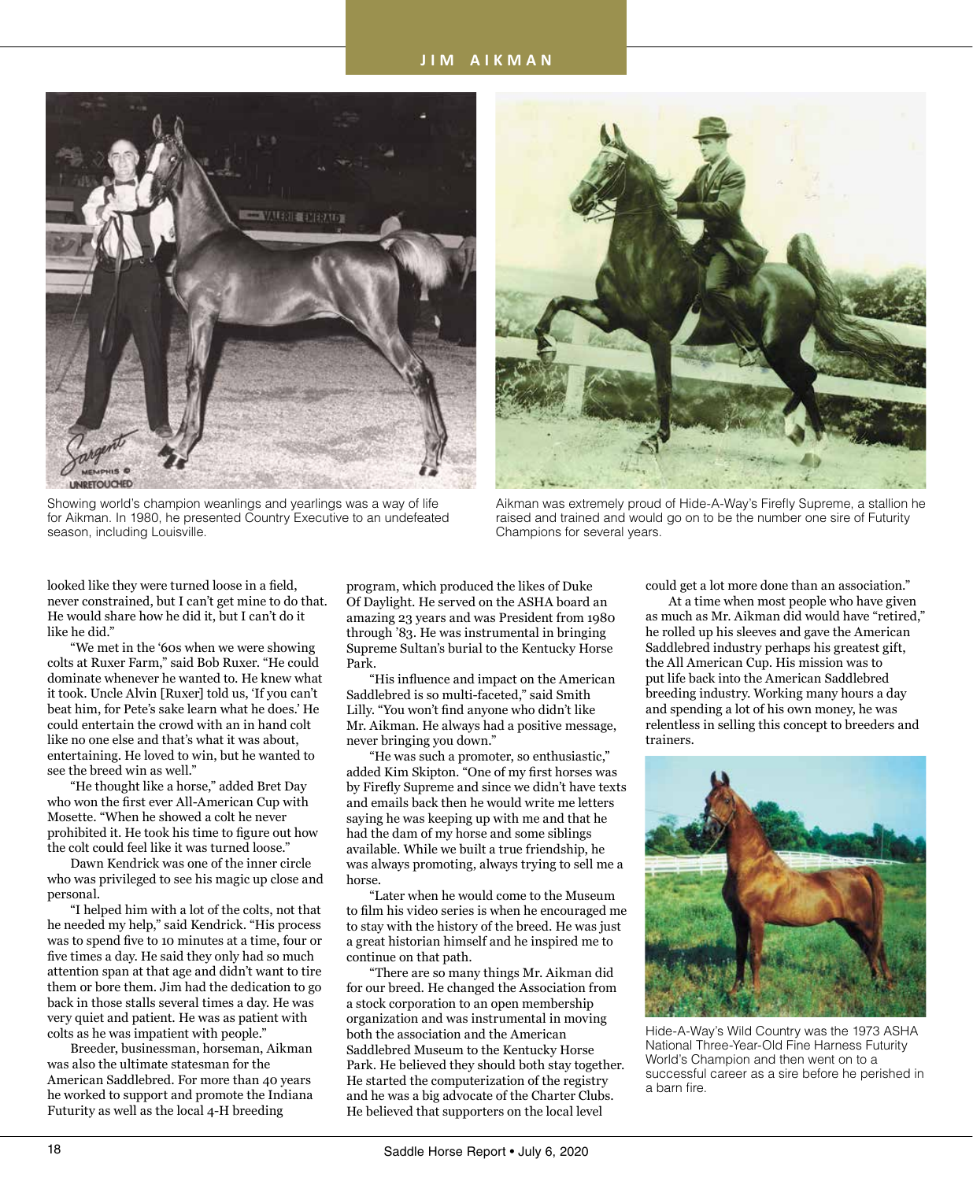Showing world's champion weanlings and yearlings was a way of life for Aikman. In 1980, he presented Country Executive to an undefeated season, including Louisville.

Aikman was extremely proud of Hide-A-Way's Firefly Supreme, a stallion he raised and trained and would go on to be the number one sire of Futurity Champions for several years.

looked like they were turned loose in a field, never constrained, but I can't get mine to do that. He would share how he did it, but I can't do it like he did."

"We met in the '60s when we were showing colts at Ruxer Farm," said Bob Ruxer. "He could dominate whenever he wanted to. He knew what it took. Uncle Alvin [Ruxer] told us, 'If you can't beat him, for Pete's sake learn what he does.' He could entertain the crowd with an in hand colt like no one else and that's what it was about, entertaining. He loved to win, but he wanted to see the breed win as well."

"He thought like a horse," added Bret Day who won the first ever All-American Cup with Mosette. "When he showed a colt he never prohibited it. He took his time to figure out how the colt could feel like it was turned loose."

Dawn Kendrick was one of the inner circle who was privileged to see his magic up close and personal.

"I helped him with a lot of the colts, not that he needed my help," said Kendrick. "His process was to spend five to 10 minutes at a time, four or five times a day. He said they only had so much attention span at that age and didn't want to tire them or bore them. Jim had the dedication to go back in those stalls several times a day. He was very quiet and patient. He was as patient with colts as he was impatient with people."

Breeder, businessman, horseman, Aikman was also the ultimate statesman for the American Saddlebred. For more than 40 years he worked to support and promote the Indiana Futurity as well as the local 4-H breeding program, which produced the likes of Duke Of Daylight. He served on the ASHA board an amazing 23 years and was President from 1980 through '83. He was instrumental in bringing Supreme Sultan's burial to the Kentucky Horse Park.

"His influence and impact on the American Saddlebred is so multi-faceted," said Smith Lilly. "You won't find anyone who didn't like Mr. Aikman. He always had a positive message, never bringing you down."

"He was such a promoter, so enthusiastic," added Kim Skipton. "One of my first horses was by Firefly Supreme and since we didn't have texts and emails back then he would write me letters saying he was keeping up with me and that he had the dam of my horse and some siblings available. While we built a true friendship, he was always promoting, always trying to sell me a horse.

"Later when he would come to the Museum to film his video series is when he encouraged me to stay with the history of the breed. He was just a great historian himself and he inspired me to continue on that path.

"There are so many things Mr. Aikman did for our breed. He changed the Association from a stock corporation to an open membership organization and was instrumental in moving both the association and the American Saddlebred Museum to the Kentucky Horse Park. He believed they should both stay together. He started the computerization of the registry and he was a big advocate of the Charter Clubs. He believed that supporters on the local level could get a lot more done than an association."

At a time when most people who have given as much as Mr. Aikman did would have "retired," he rolled up his sleeves and gave the American Saddlebred industry perhaps his greatest gift, the All American Cup. His mission was to put life back into the American Saddlebred breeding industry. Working many hours a day and spending a lot of his own money, he was relentless in selling this concept to breeders and trainers.

Hide-A-Way's Wild Country was the 1973 ASHA National Three-Year-Old Fine Harness Futurity World's Champion and then went on to a successful career as a sire before he perished in a barn fire.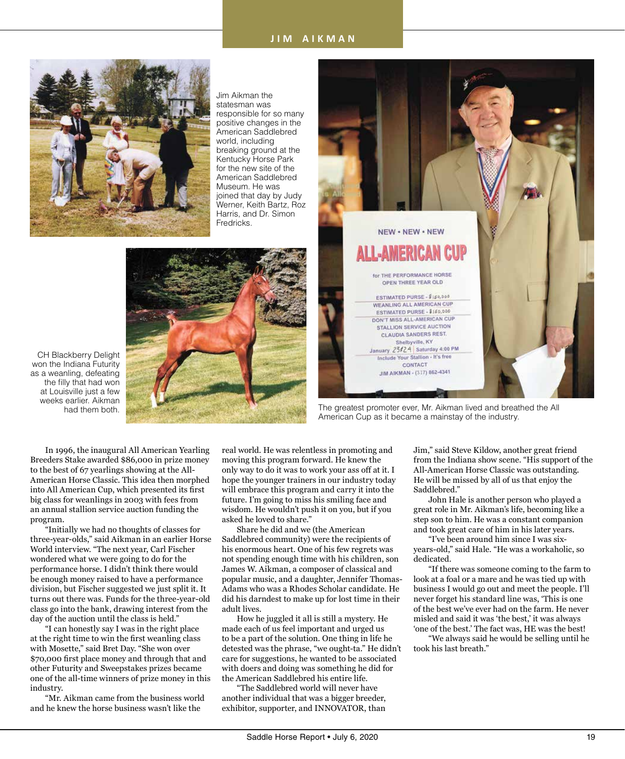Jim Aikman the statesman was responsible for so many positive changes in the American Saddlebred world, including breaking ground at the Kentucky Horse Park for the new site of the American Saddlebred Museum. He was joined that day by Judy Werner, Keith Bartz, Roz Harris, and Dr. Simon Fredricks.

CH Blackberry Delight won the Indiana Futurity as a weanling, defeating the filly that had won at Louisville just a few weeks earlier. Aikman had them both.

The greatest promoter ever, Mr. Aikman lived and breathed the All American Cup as it became a mainstay of the industry.

In 1996, the inaugural All American Yearling Breeders Stake awarded $86,000 in prize money to the best of 67 yearlings showing at the All-American Horse Classic. This idea then morphed into All American Cup, which presented its first big class for weanlings in 2003 with fees from an annual stallion service auction funding the program.

"Initially we had no thoughts of classes for three-year-olds," said Aikman in an earlier Horse World interview. "The next year, Carl Fischer wondered what we were going to do for the performance horse. I didn't think there would be enough money raised to have a performance division, but Fischer suggested we just split it. It turns out there was. Funds for the three-year-old class go into the bank, drawing interest from the day of the auction until the class is held."

"I can honestly say I was in the right place at the right time to win the first weanling class with Mosette," said Bret Day. "She won over $70,000 first place money and through that and other Futurity and Sweepstakes prizes became one of the all-time winners of prize money in this industry.

"Mr. Aikman came from the business world and he knew the horse business wasn't like the real world. He was relentless in promoting and moving this program forward. He knew the only way to do it was to work your ass off at it. I hope the younger trainers in our industry today will embrace this program and carry it into the future. I'm going to miss his smiling face and wisdom. He wouldn't push it on you, but if you asked he loved to share."

Share he did and we (the American Saddlebred community) were the recipients of his enormous heart. One of his few regrets was not spending enough time with his children, son James W. Aikman, a composer of classical and popular music, and a daughter, Jennifer Thomas-Adams who was a Rhodes Scholar candidate. He did his darndest to make up for lost time in their adult lives.

How he juggled it all is still a mystery. He made each of us feel important and urged us to be a part of the solution. One thing in life he detested was the phrase, "we ought-ta." He didn't care for suggestions, he wanted to be associated with doers and doing was something he did for the American Saddlebred his entire life.

"The Saddlebred world will never have another individual that was a bigger breeder, exhibitor, supporter, and INNOVATOR, than Jim," said Steve Kildow, another great friend from the Indiana show scene. "His support of the All-American Horse Classic was outstanding. He will be missed by all of us that enjoy the Saddlebred."

John Hale is another person who played a great role in Mr. Aikman's life, becoming like a step son to him. He was a constant companion and took great care of him in his later years.

"I've been around him since I was six-years-old," said Hale. "He was a workaholic, so dedicated.

"If there was someone coming to the farm to look at a foal or a mare and he was tied up with business I would go out and meet the people. I'll never forget his standard line was, 'This is one of the best we've ever had on the farm. He never misled and said it was 'the best,' it was always 'one of the best.' The fact was, HE was the best!

"We always said he would be selling until he took his last breath."